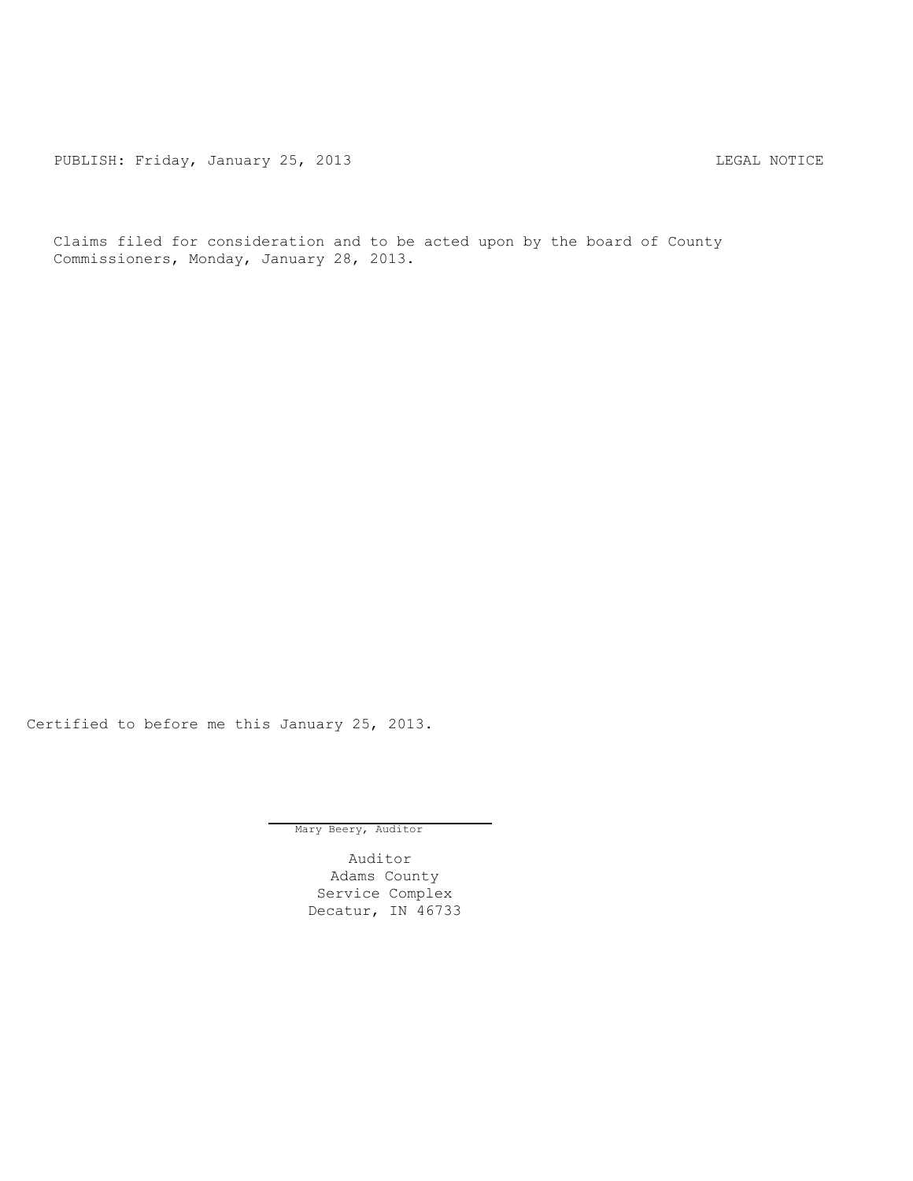PUBLISH: Friday, January 25, 2013 LEGAL NOTICE

Claims filed for consideration and to be acted upon by the board of County Commissioners, Monday, January 28, 2013.

Certified to before me this January 25, 2013.

Mary Beery, Auditor

Auditor
Adams County
Service Complex
Decatur, IN 46733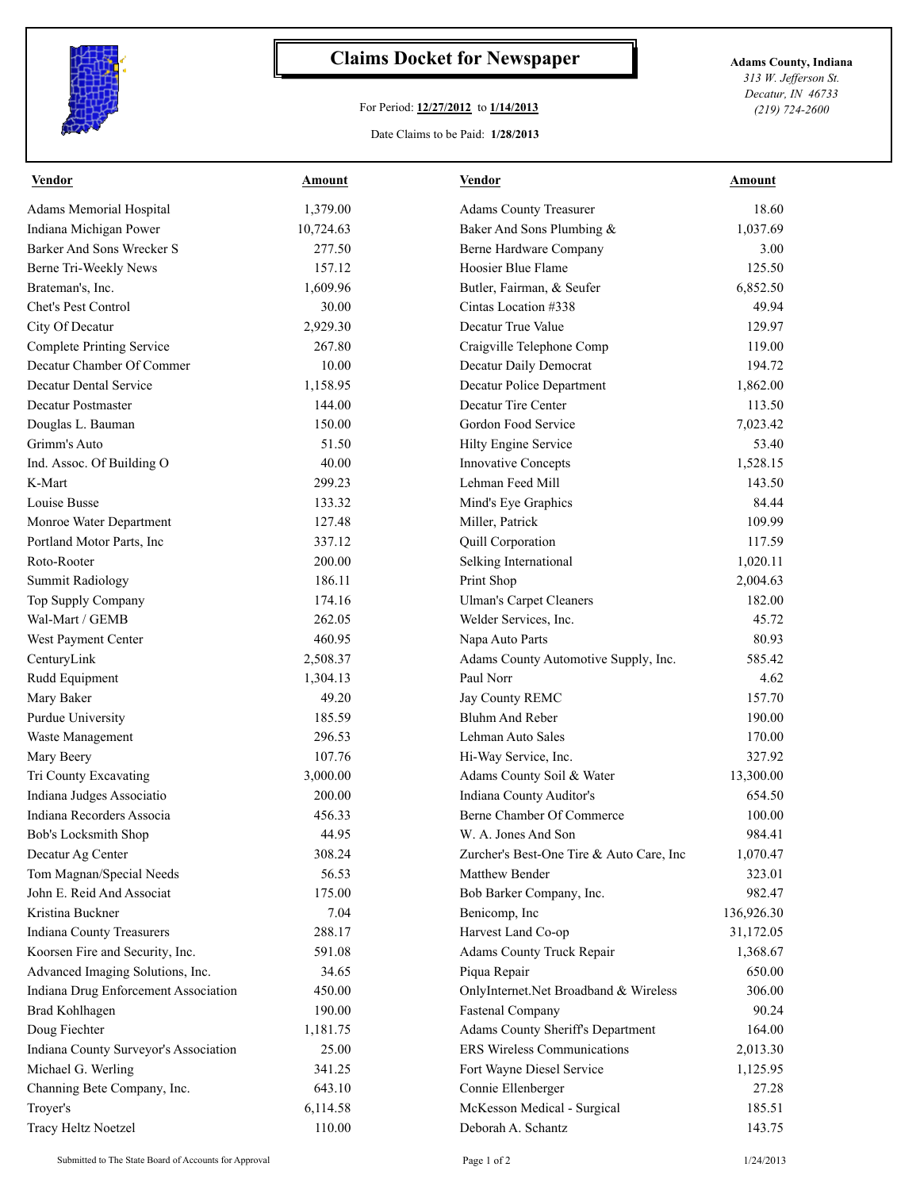# Claims Docket for Newspaper

For Period: **12/27/2012** to **1/14/2013**

Date Claims to be Paid: **1/28/2013**

**Adams County, Indiana**
*313 W. Jefferson St.*
*Decatur, IN 46733*
*(219) 724-2600*

| Vendor | Amount | Vendor | Amount |
|---|---|---|---|
| Adams Memorial Hospital | 1,379.00 | Adams County Treasurer | 18.60 |
| Indiana Michigan Power | 10,724.63 | Baker And Sons Plumbing & | 1,037.69 |
| Barker And Sons Wrecker S | 277.50 | Berne Hardware Company | 3.00 |
| Berne Tri-Weekly News | 157.12 | Hoosier Blue Flame | 125.50 |
| Brateman's, Inc. | 1,609.96 | Butler, Fairman, & Seufer | 6,852.50 |
| Chet's Pest Control | 30.00 | Cintas Location #338 | 49.94 |
| City Of Decatur | 2,929.30 | Decatur True Value | 129.97 |
| Complete Printing Service | 267.80 | Craigville Telephone Comp | 119.00 |
| Decatur Chamber Of Commer | 10.00 | Decatur Daily Democrat | 194.72 |
| Decatur Dental Service | 1,158.95 | Decatur Police Department | 1,862.00 |
| Decatur Postmaster | 144.00 | Decatur Tire Center | 113.50 |
| Douglas L. Bauman | 150.00 | Gordon Food Service | 7,023.42 |
| Grimm's Auto | 51.50 | Hilty Engine Service | 53.40 |
| Ind. Assoc. Of Building O | 40.00 | Innovative Concepts | 1,528.15 |
| K-Mart | 299.23 | Lehman Feed Mill | 143.50 |
| Louise Busse | 133.32 | Mind's Eye Graphics | 84.44 |
| Monroe Water Department | 127.48 | Miller, Patrick | 109.99 |
| Portland Motor Parts, Inc | 337.12 | Quill Corporation | 117.59 |
| Roto-Rooter | 200.00 | Selking International | 1,020.11 |
| Summit Radiology | 186.11 | Print Shop | 2,004.63 |
| Top Supply Company | 174.16 | Ulman's Carpet Cleaners | 182.00 |
| Wal-Mart / GEMB | 262.05 | Welder Services, Inc. | 45.72 |
| West Payment Center | 460.95 | Napa Auto Parts | 80.93 |
| CenturyLink | 2,508.37 | Adams County Automotive Supply, Inc. | 585.42 |
| Rudd Equipment | 1,304.13 | Paul Norr | 4.62 |
| Mary Baker | 49.20 | Jay County REMC | 157.70 |
| Purdue University | 185.59 | Bluhm And Reber | 190.00 |
| Waste Management | 296.53 | Lehman Auto Sales | 170.00 |
| Mary Beery | 107.76 | Hi-Way Service, Inc. | 327.92 |
| Tri County Excavating | 3,000.00 | Adams County Soil & Water | 13,300.00 |
| Indiana Judges Associatio | 200.00 | Indiana County Auditor's | 654.50 |
| Indiana Recorders Associa | 456.33 | Berne Chamber Of Commerce | 100.00 |
| Bob's Locksmith Shop | 44.95 | W. A. Jones And Son | 984.41 |
| Decatur Ag Center | 308.24 | Zurcher's Best-One Tire & Auto Care, Inc | 1,070.47 |
| Tom Magnan/Special Needs | 56.53 | Matthew Bender | 323.01 |
| John E. Reid And Associat | 175.00 | Bob Barker Company, Inc. | 982.47 |
| Kristina Buckner | 7.04 | Benicomp, Inc | 136,926.30 |
| Indiana County Treasurers | 288.17 | Harvest Land Co-op | 31,172.05 |
| Koorsen Fire and Security, Inc. | 591.08 | Adams County Truck Repair | 1,368.67 |
| Advanced Imaging Solutions, Inc. | 34.65 | Piqua Repair | 650.00 |
| Indiana Drug Enforcement Association | 450.00 | OnlyInternet.Net Broadband & Wireless | 306.00 |
| Brad Kohlhagen | 190.00 | Fastenal Company | 90.24 |
| Doug Fiechter | 1,181.75 | Adams County Sheriff's Department | 164.00 |
| Indiana County Surveyor's Association | 25.00 | ERS Wireless Communications | 2,013.30 |
| Michael G. Werling | 341.25 | Fort Wayne Diesel Service | 1,125.95 |
| Channing Bete Company, Inc. | 643.10 | Connie Ellenberger | 27.28 |
| Troyer's | 6,114.58 | McKesson Medical - Surgical | 185.51 |
| Tracy Heltz Noetzel | 110.00 | Deborah A. Schantz | 143.75 |

Submitted to The State Board of Accounts for Approval

1/24/2013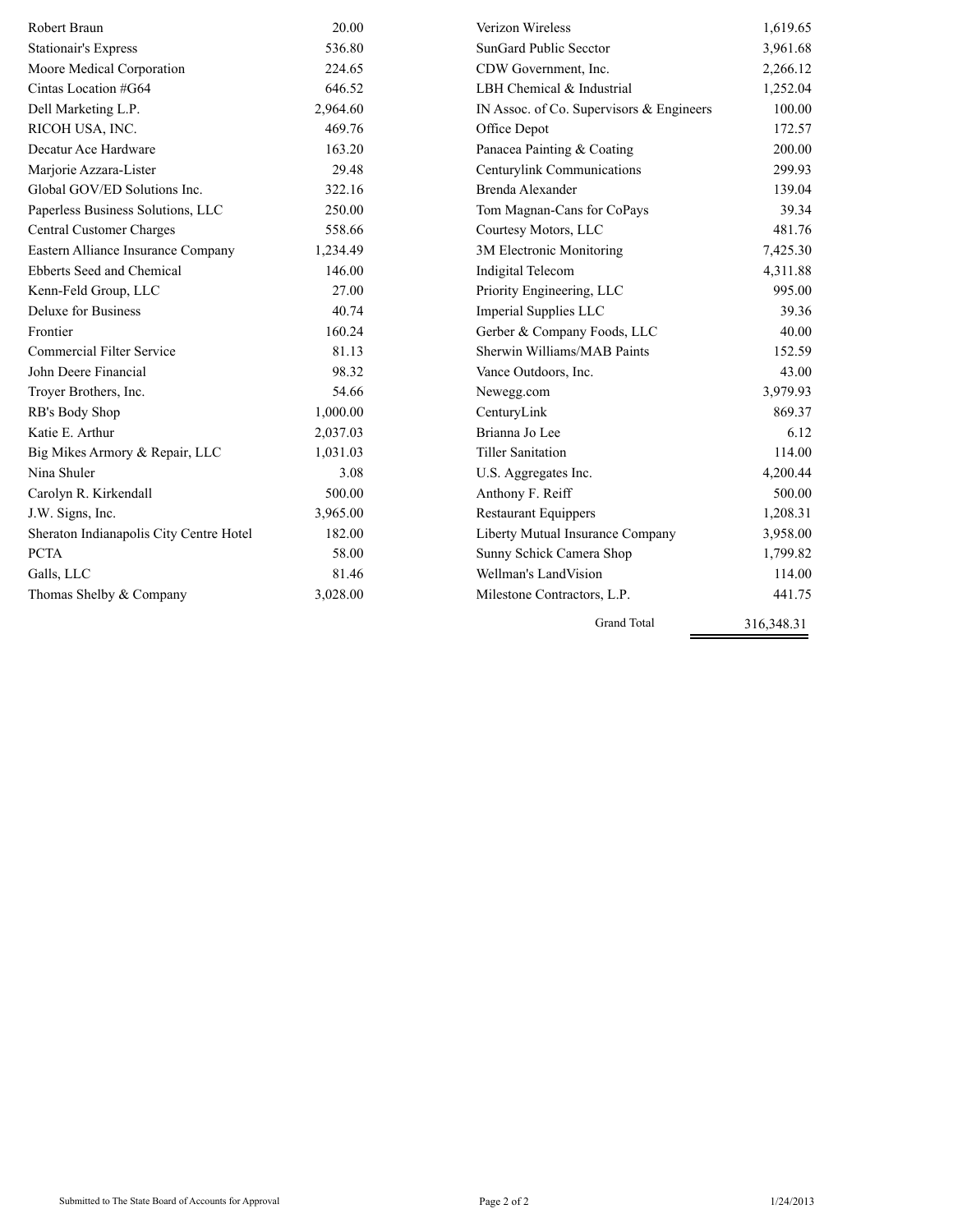| | | | |
|---|---|---|---|
| Robert Braun | 20.00 | Verizon Wireless | 1,619.65 |
| Stationair's Express | 536.80 | SunGard Public Secctor | 3,961.68 |
| Moore Medical Corporation | 224.65 | CDW Government, Inc. | 2,266.12 |
| Cintas Location #G64 | 646.52 | LBH Chemical & Industrial | 1,252.04 |
| Dell Marketing L.P. | 2,964.60 | IN Assoc. of Co. Supervisors & Engineers | 100.00 |
| RICOH USA, INC. | 469.76 | Office Depot | 172.57 |
| Decatur Ace Hardware | 163.20 | Panacea Painting & Coating | 200.00 |
| Marjorie Azzara-Lister | 29.48 | Centurylink Communications | 299.93 |
| Global GOV/ED Solutions Inc. | 322.16 | Brenda Alexander | 139.04 |
| Paperless Business Solutions, LLC | 250.00 | Tom Magnan-Cans for CoPays | 39.34 |
| Central Customer Charges | 558.66 | Courtesy Motors, LLC | 481.76 |
| Eastern Alliance Insurance Company | 1,234.49 | 3M Electronic Monitoring | 7,425.30 |
| Ebberts Seed and Chemical | 146.00 | Indigital Telecom | 4,311.88 |
| Kenn-Feld Group, LLC | 27.00 | Priority Engineering, LLC | 995.00 |
| Deluxe for Business | 40.74 | Imperial Supplies LLC | 39.36 |
| Frontier | 160.24 | Gerber & Company Foods, LLC | 40.00 |
| Commercial Filter Service | 81.13 | Sherwin Williams/MAB Paints | 152.59 |
| John Deere Financial | 98.32 | Vance Outdoors, Inc. | 43.00 |
| Troyer Brothers, Inc. | 54.66 | Newegg.com | 3,979.93 |
| RB's Body Shop | 1,000.00 | CenturyLink | 869.37 |
| Katie E. Arthur | 2,037.03 | Brianna Jo Lee | 6.12 |
| Big Mikes Armory & Repair, LLC | 1,031.03 | Tiller Sanitation | 114.00 |
| Nina Shuler | 3.08 | U.S. Aggregates Inc. | 4,200.44 |
| Carolyn R. Kirkendall | 500.00 | Anthony F. Reiff | 500.00 |
| J.W. Signs, Inc. | 3,965.00 | Restaurant Equippers | 1,208.31 |
| Sheraton Indianapolis City Centre Hotel | 182.00 | Liberty Mutual Insurance Company | 3,958.00 |
| PCTA | 58.00 | Sunny Schick Camera Shop | 1,799.82 |
| Galls, LLC | 81.46 | Wellman's LandVision | 114.00 |
| Thomas Shelby & Company | 3,028.00 | Milestone Contractors, L.P. | 441.75 |
| | | Grand Total | 316,348.31 |

Submitted to The State Board of Accounts for Approval

1/24/2013